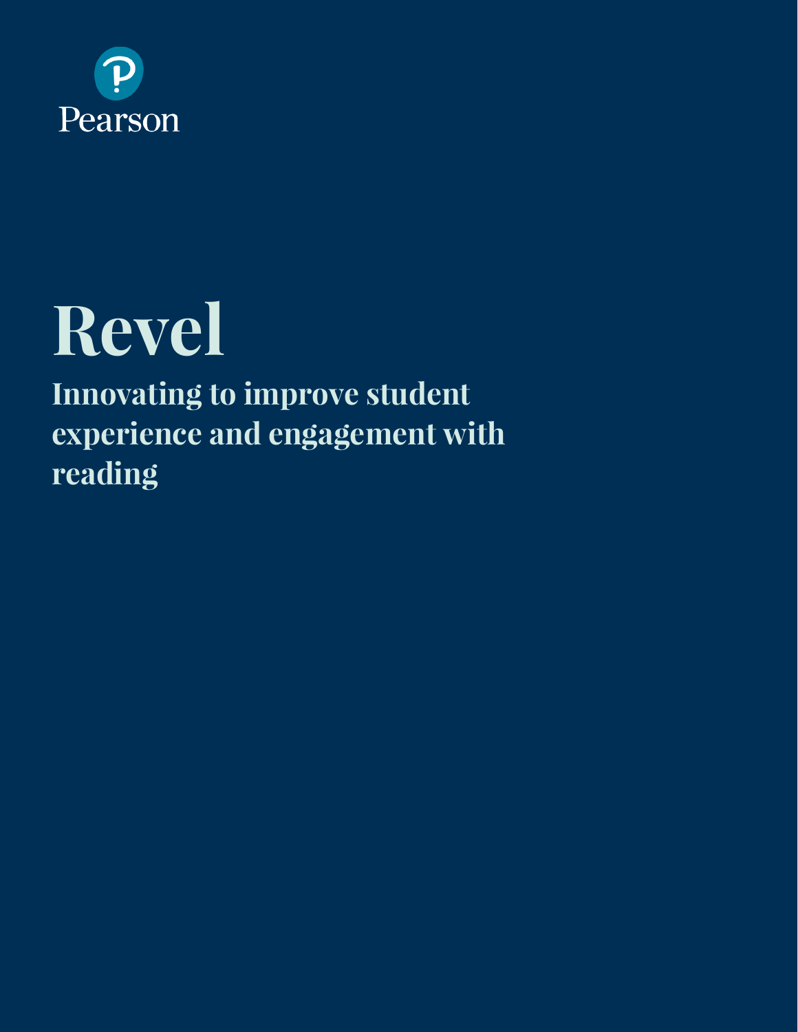Pearson

# Revel

## Innovating to improve student experience and engagement with reading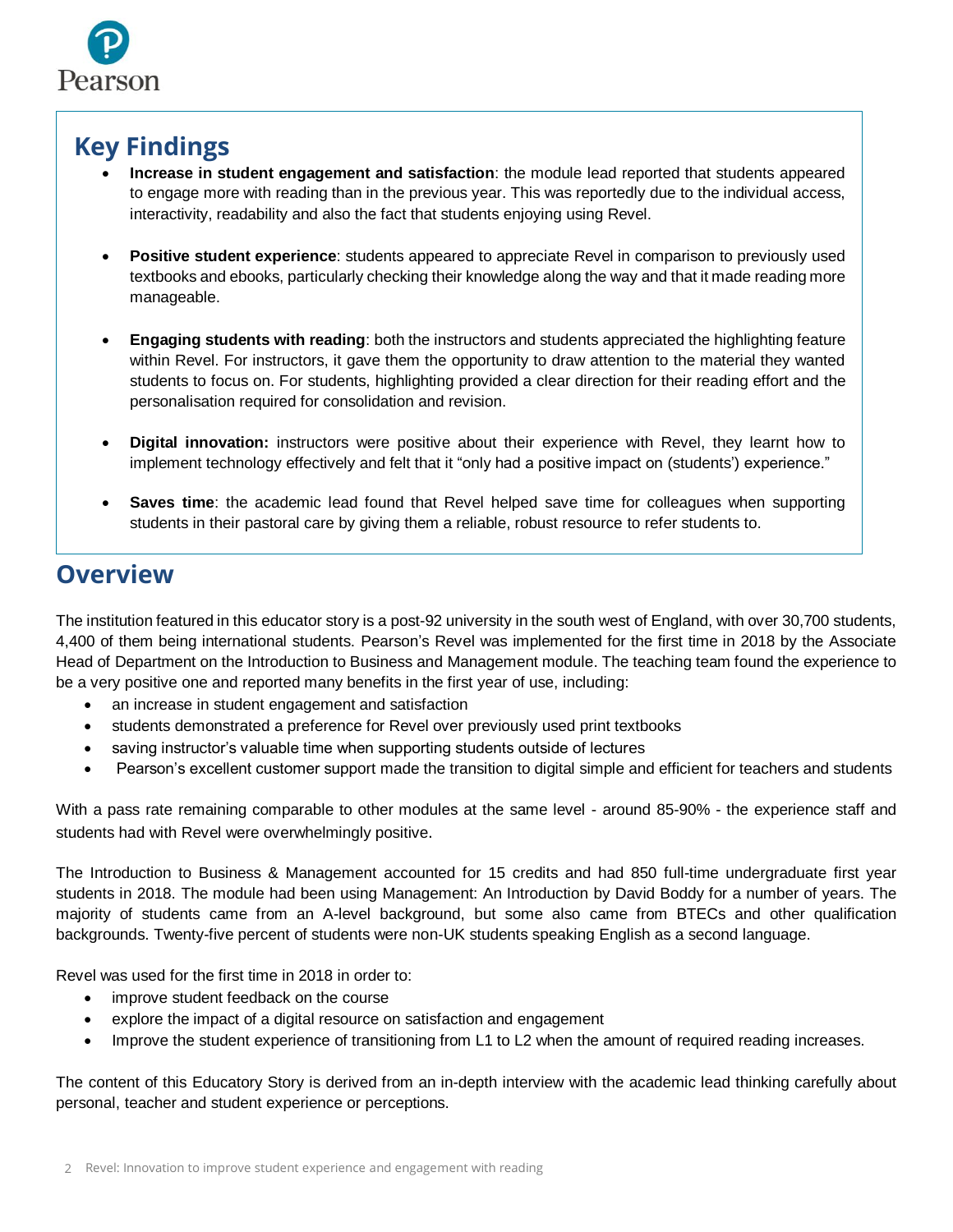## Key Findings

- **Increase in student engagement and satisfaction**: the module lead reported that students appeared to engage more with reading than in the previous year. This was reportedly due to the individual access, interactivity, readability and also the fact that students enjoying using Revel.
- **Positive student experience**: students appeared to appreciate Revel in comparison to previously used textbooks and ebooks, particularly checking their knowledge along the way and that it made reading more manageable.
- **Engaging students with reading**: both the instructors and students appreciated the highlighting feature within Revel. For instructors, it gave them the opportunity to draw attention to the material they wanted students to focus on. For students, highlighting provided a clear direction for their reading effort and the personalisation required for consolidation and revision.
- **Digital innovation:** instructors were positive about their experience with Revel, they learnt how to implement technology effectively and felt that it "only had a positive impact on (students') experience."
- **Saves time**: the academic lead found that Revel helped save time for colleagues when supporting students in their pastoral care by giving them a reliable, robust resource to refer students to.

## Overview

The institution featured in this educator story is a post-92 university in the south west of England, with over 30,700 students, 4,400 of them being international students. Pearson's Revel was implemented for the first time in 2018 by the Associate Head of Department on the Introduction to Business and Management module. The teaching team found the experience to be a very positive one and reported many benefits in the first year of use, including:

- an increase in student engagement and satisfaction
- students demonstrated a preference for Revel over previously used print textbooks
- saving instructor's valuable time when supporting students outside of lectures
- Pearson's excellent customer support made the transition to digital simple and efficient for teachers and students

With a pass rate remaining comparable to other modules at the same level - around 85-90% - the experience staff and students had with Revel were overwhelmingly positive.

The Introduction to Business & Management accounted for 15 credits and had 850 full-time undergraduate first year students in 2018. The module had been using Management: An Introduction by David Boddy for a number of years. The majority of students came from an A-level background, but some also came from BTECs and other qualification backgrounds. Twenty-five percent of students were non-UK students speaking English as a second language.

Revel was used for the first time in 2018 in order to:

- improve student feedback on the course
- explore the impact of a digital resource on satisfaction and engagement
- Improve the student experience of transitioning from L1 to L2 when the amount of required reading increases.

The content of this Educatory Story is derived from an in-depth interview with the academic lead thinking carefully about personal, teacher and student experience or perceptions.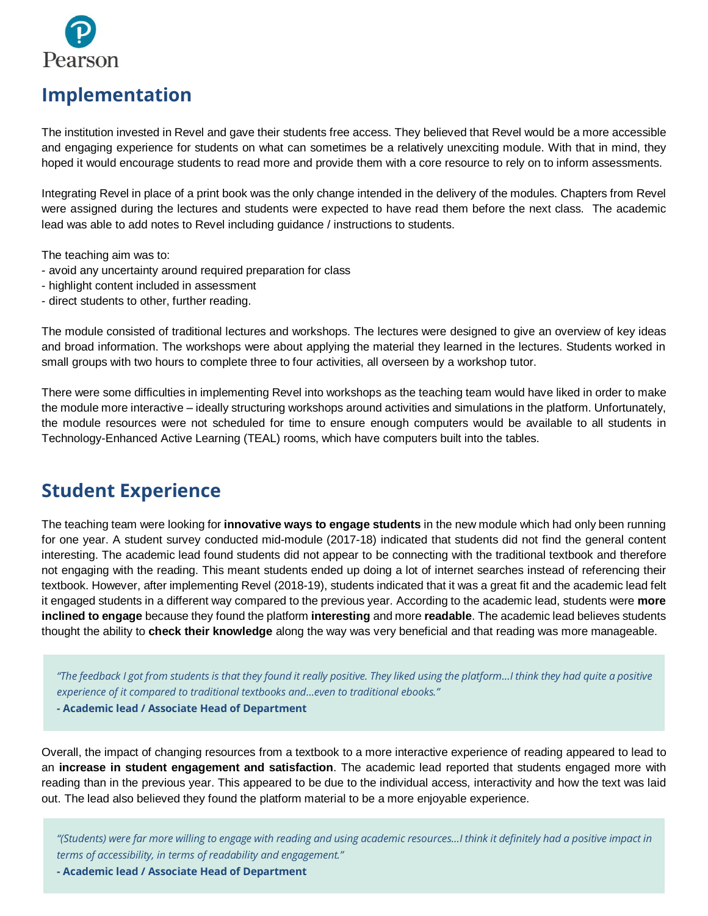## Implementation

The institution invested in Revel and gave their students free access. They believed that Revel would be a more accessible and engaging experience for students on what can sometimes be a relatively unexciting module. With that in mind, they hoped it would encourage students to read more and provide them with a core resource to rely on to inform assessments.

Integrating Revel in place of a print book was the only change intended in the delivery of the modules. Chapters from Revel were assigned during the lectures and students were expected to have read them before the next class. The academic lead was able to add notes to Revel including guidance / instructions to students.

The teaching aim was to:
- avoid any uncertainty around required preparation for class
- highlight content included in assessment
- direct students to other, further reading.

The module consisted of traditional lectures and workshops. The lectures were designed to give an overview of key ideas and broad information. The workshops were about applying the material they learned in the lectures. Students worked in small groups with two hours to complete three to four activities, all overseen by a workshop tutor.

There were some difficulties in implementing Revel into workshops as the teaching team would have liked in order to make the module more interactive – ideally structuring workshops around activities and simulations in the platform. Unfortunately, the module resources were not scheduled for time to ensure enough computers would be available to all students in Technology-Enhanced Active Learning (TEAL) rooms, which have computers built into the tables.

## Student Experience

The teaching team were looking for **innovative ways to engage students** in the new module which had only been running for one year. A student survey conducted mid-module (2017-18) indicated that students did not find the general content interesting. The academic lead found students did not appear to be connecting with the traditional textbook and therefore not engaging with the reading. This meant students ended up doing a lot of internet searches instead of referencing their textbook. However, after implementing Revel (2018-19), students indicated that it was a great fit and the academic lead felt it engaged students in a different way compared to the previous year. According to the academic lead, students were **more inclined to engage** because they found the platform **interesting** and more **readable**. The academic lead believes students thought the ability to **check their knowledge** along the way was very beneficial and that reading was more manageable.

> *"The feedback I got from students is that they found it really positive. They liked using the platform…I think they had quite a positive experience of it compared to traditional textbooks and…even to traditional ebooks."*
> **- Academic lead / Associate Head of Department**

Overall, the impact of changing resources from a textbook to a more interactive experience of reading appeared to lead to an **increase in student engagement and satisfaction**. The academic lead reported that students engaged more with reading than in the previous year. This appeared to be due to the individual access, interactivity and how the text was laid out. The lead also believed they found the platform material to be a more enjoyable experience.

> *"(Students) were far more willing to engage with reading and using academic resources…I think it definitely had a positive impact in terms of accessibility, in terms of readability and engagement."*
> **- Academic lead / Associate Head of Department**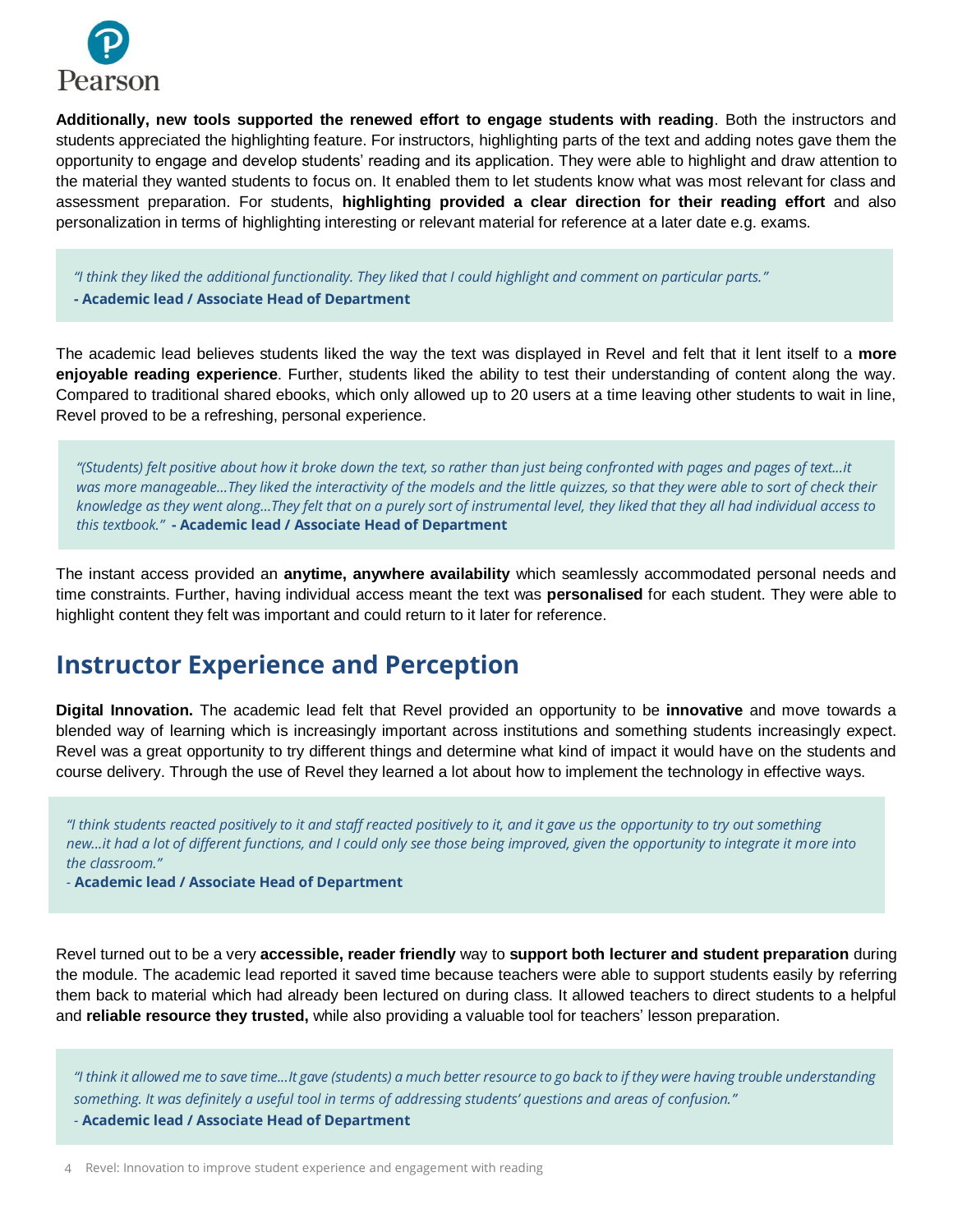**Additionally, new tools supported the renewed effort to engage students with reading**. Both the instructors and students appreciated the highlighting feature. For instructors, highlighting parts of the text and adding notes gave them the opportunity to engage and develop students' reading and its application. They were able to highlight and draw attention to the material they wanted students to focus on. It enabled them to let students know what was most relevant for class and assessment preparation. For students, **highlighting provided a clear direction for their reading effort** and also personalization in terms of highlighting interesting or relevant material for reference at a later date e.g. exams.

> *"I think they liked the additional functionality. They liked that I could highlight and comment on particular parts."*
> **- Academic lead / Associate Head of Department**

The academic lead believes students liked the way the text was displayed in Revel and felt that it lent itself to a **more enjoyable reading experience**. Further, students liked the ability to test their understanding of content along the way. Compared to traditional shared ebooks, which only allowed up to 20 users at a time leaving other students to wait in line, Revel proved to be a refreshing, personal experience.

> *"(Students) felt positive about how it broke down the text, so rather than just being confronted with pages and pages of text…it was more manageable…They liked the interactivity of the models and the little quizzes, so that they were able to sort of check their knowledge as they went along…They felt that on a purely sort of instrumental level, they liked that they all had individual access to this textbook."* **- Academic lead / Associate Head of Department**

The instant access provided an **anytime, anywhere availability** which seamlessly accommodated personal needs and time constraints. Further, having individual access meant the text was **personalised** for each student. They were able to highlight content they felt was important and could return to it later for reference.

## Instructor Experience and Perception

**Digital Innovation.** The academic lead felt that Revel provided an opportunity to be **innovative** and move towards a blended way of learning which is increasingly important across institutions and something students increasingly expect. Revel was a great opportunity to try different things and determine what kind of impact it would have on the students and course delivery. Through the use of Revel they learned a lot about how to implement the technology in effective ways.

> *"I think students reacted positively to it and staff reacted positively to it, and it gave us the opportunity to try out something new…it had a lot of different functions, and I could only see those being improved, given the opportunity to integrate it more into the classroom."*
> - **Academic lead / Associate Head of Department**

Revel turned out to be a very **accessible, reader friendly** way to **support both lecturer and student preparation** during the module. The academic lead reported it saved time because teachers were able to support students easily by referring them back to material which had already been lectured on during class. It allowed teachers to direct students to a helpful and **reliable resource they trusted,** while also providing a valuable tool for teachers' lesson preparation.

> *"I think it allowed me to save time…It gave (students) a much better resource to go back to if they were having trouble understanding something. It was definitely a useful tool in terms of addressing students' questions and areas of confusion."*
> - **Academic lead / Associate Head of Department**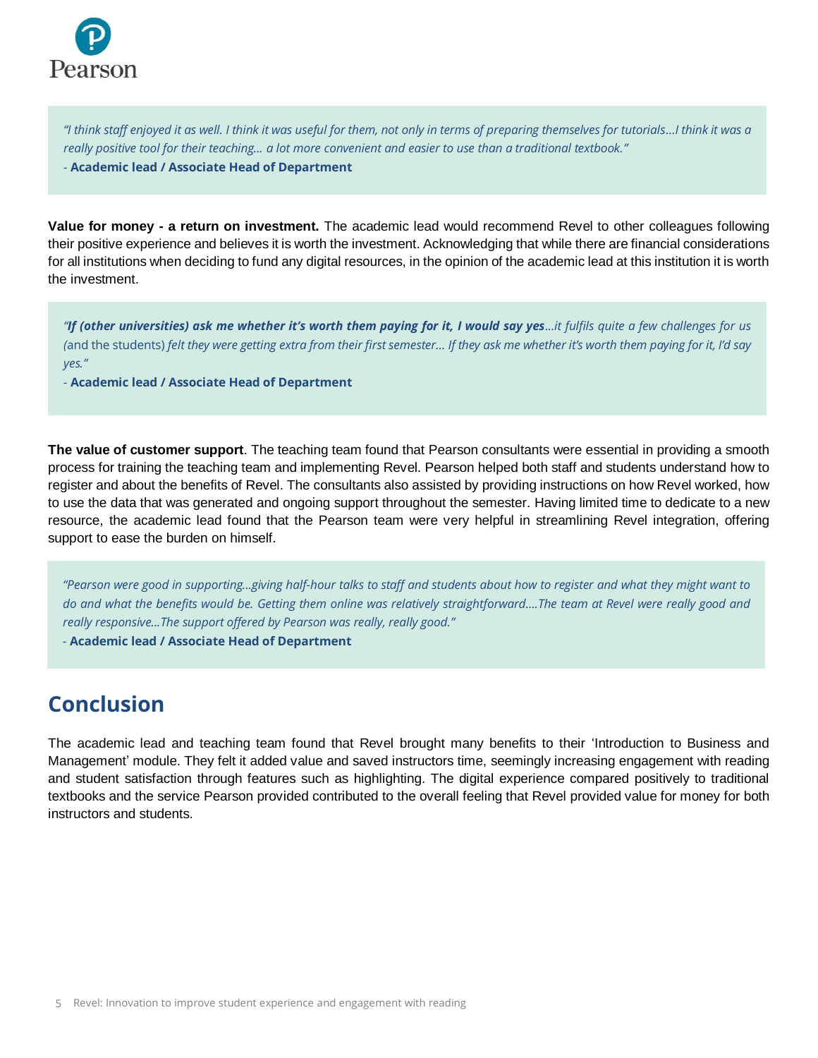*"I think staff enjoyed it as well. I think it was useful for them, not only in terms of preparing themselves for tutorials…I think it was a really positive tool for their teaching… a lot more convenient and easier to use than a traditional textbook."*
- **Academic lead / Associate Head of Department**

**Value for money - a return on investment.** The academic lead would recommend Revel to other colleagues following their positive experience and believes it is worth the investment. Acknowledging that while there are financial considerations for all institutions when deciding to fund any digital resources, in the opinion of the academic lead at this institution it is worth the investment.

*"**If (other universities) ask me whether it's worth them paying for it, I would say yes**…it fulfils quite a few challenges for us (*and the students*) felt they were getting extra from their first semester… If they ask me whether it's worth them paying for it, I'd say yes."*
- **Academic lead / Associate Head of Department**

**The value of customer support**. The teaching team found that Pearson consultants were essential in providing a smooth process for training the teaching team and implementing Revel. Pearson helped both staff and students understand how to register and about the benefits of Revel. The consultants also assisted by providing instructions on how Revel worked, how to use the data that was generated and ongoing support throughout the semester. Having limited time to dedicate to a new resource, the academic lead found that the Pearson team were very helpful in streamlining Revel integration, offering support to ease the burden on himself.

*"Pearson were good in supporting…giving half-hour talks to staff and students about how to register and what they might want to do and what the benefits would be. Getting them online was relatively straightforward….The team at Revel were really good and really responsive…The support offered by Pearson was really, really good."*
- **Academic lead / Associate Head of Department**

## Conclusion

The academic lead and teaching team found that Revel brought many benefits to their 'Introduction to Business and Management' module. They felt it added value and saved instructors time, seemingly increasing engagement with reading and student satisfaction through features such as highlighting. The digital experience compared positively to traditional textbooks and the service Pearson provided contributed to the overall feeling that Revel provided value for money for both instructors and students.